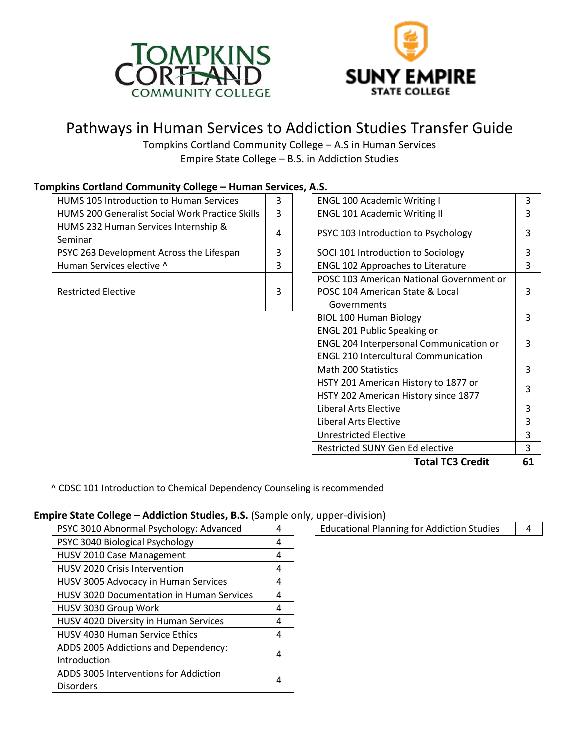# Pathways in Human Services to Addiction Studies Transfer Guide

Tompkins Cortland Community College – A.S in Human Services
Empire State College – B.S. in Addiction Studies

**Tompkins Cortland Community College – Human Services, A.S.**

| Course | Credits |
|---|---|
| HUMS 105 Introduction to Human Services | 3 |
| HUMS 200 Generalist Social Work Practice Skills | 3 |
| HUMS 232 Human Services Internship & Seminar | 4 |
| PSYC 263 Development Across the Lifespan | 3 |
| Human Services elective ^ | 3 |
| Restricted Elective | 3 |

| Course | Credits |
|---|---|
| ENGL 100 Academic Writing I | 3 |
| ENGL 101 Academic Writing II | 3 |
| PSYC 103 Introduction to Psychology | 3 |
| SOCI 101 Introduction to Sociology | 3 |
| ENGL 102 Approaches to Literature | 3 |
| POSC 103 American National Government or POSC 104 American State & Local Governments | 3 |
| BIOL 100 Human Biology | 3 |
| ENGL 201 Public Speaking or ENGL 204 Interpersonal Communication or ENGL 210 Intercultural Communication | 3 |
| Math 200 Statistics | 3 |
| HSTY 201 American History to 1877 or HSTY 202 American History since 1877 | 3 |
| Liberal Arts Elective | 3 |
| Liberal Arts Elective | 3 |
| Unrestricted Elective | 3 |
| Restricted SUNY Gen Ed elective | 3 |
| **Total TC3 Credit** | **61** |

^ CDSC 101 Introduction to Chemical Dependency Counseling is recommended

**Empire State College – Addiction Studies, B.S.** (Sample only, upper-division)

| Course | Credits |
|---|---|
| PSYC 3010 Abnormal Psychology: Advanced | 4 |
| PSYC 3040 Biological Psychology | 4 |
| HUSV 2010 Case Management | 4 |
| HUSV 2020 Crisis Intervention | 4 |
| HUSV 3005 Advocacy in Human Services | 4 |
| HUSV 3020 Documentation in Human Services | 4 |
| HUSV 3030 Group Work | 4 |
| HUSV 4020 Diversity in Human Services | 4 |
| HUSV 4030 Human Service Ethics | 4 |
| ADDS 2005 Addictions and Dependency: Introduction | 4 |
| ADDS 3005 Interventions for Addiction Disorders | 4 |

| Course | Credits |
|---|---|
| Educational Planning for Addiction Studies | 4 |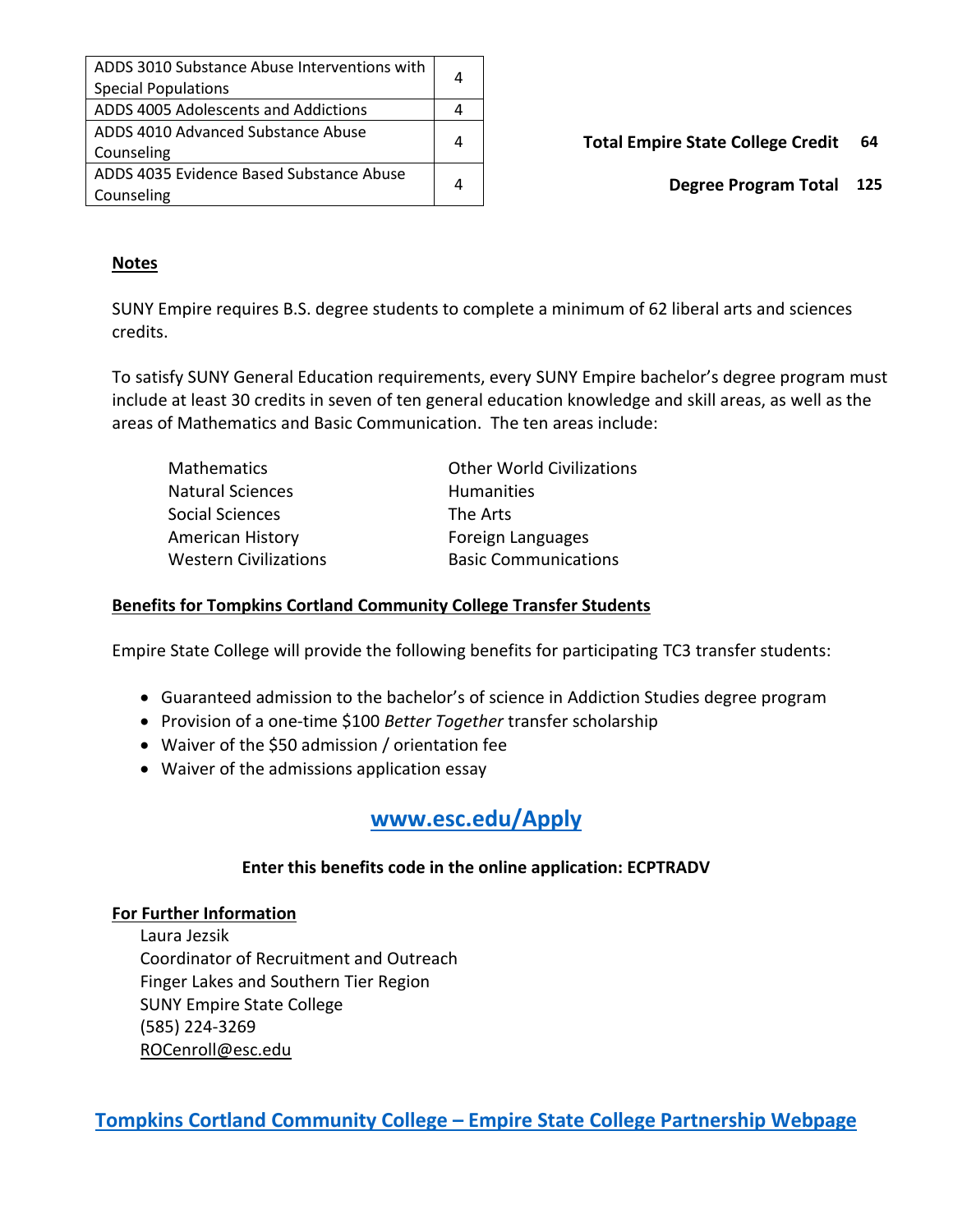| | |
|---|---|
| ADDS 3010 Substance Abuse Interventions with Special Populations | 4 |
| ADDS 4005 Adolescents and Addictions | 4 |
| ADDS 4010 Advanced Substance Abuse Counseling | 4 |
| ADDS 4035 Evidence Based Substance Abuse Counseling | 4 |

**Total Empire State College Credit 64**

**Degree Program Total 125**

**Notes**

SUNY Empire requires B.S. degree students to complete a minimum of 62 liberal arts and sciences credits.

To satisfy SUNY General Education requirements, every SUNY Empire bachelor's degree program must include at least 30 credits in seven of ten general education knowledge and skill areas, as well as the areas of Mathematics and Basic Communication. The ten areas include:

- Mathematics
- Natural Sciences
- Social Sciences
- American History
- Western Civilizations
- Other World Civilizations
- Humanities
- The Arts
- Foreign Languages
- Basic Communications

**Benefits for Tompkins Cortland Community College Transfer Students**

Empire State College will provide the following benefits for participating TC3 transfer students:

- Guaranteed admission to the bachelor's of science in Addiction Studies degree program
- Provision of a one-time $100 *Better Together* transfer scholarship
- Waiver of the $50 admission / orientation fee
- Waiver of the admissions application essay

## www.esc.edu/Apply

**Enter this benefits code in the online application: ECPTRADV**

**For Further Information**

Laura Jezsik
Coordinator of Recruitment and Outreach
Finger Lakes and Southern Tier Region
SUNY Empire State College
(585) 224-3269
ROCenroll@esc.edu

**Tompkins Cortland Community College – Empire State College Partnership Webpage**